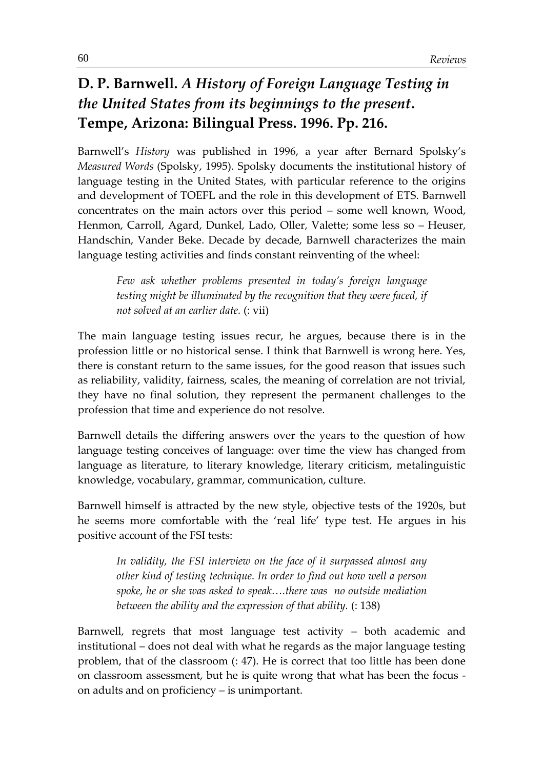## **D. P. Barnwell.** ***A History of Foreign Language Testing in the United States from its beginnings to the present*****. Tempe, Arizona: Bilingual Press. 1996. Pp. 216.**

Barnwell's *History* was published in 1996, a year after Bernard Spolsky's *Measured Words* (Spolsky, 1995). Spolsky documents the institutional history of language testing in the United States, with particular reference to the origins and development of TOEFL and the role in this development of ETS. Barnwell concentrates on the main actors over this period – some well known, Wood, Henmon, Carroll, Agard, Dunkel, Lado, Oller, Valette; some less so – Heuser, Handschin, Vander Beke. Decade by decade, Barnwell characterizes the main language testing activities and finds constant reinventing of the wheel:

> *Few ask whether problems presented in today's foreign language testing might be illuminated by the recognition that they were faced, if not solved at an earlier date.* (: vii)

The main language testing issues recur, he argues, because there is in the profession little or no historical sense. I think that Barnwell is wrong here. Yes, there is constant return to the same issues, for the good reason that issues such as reliability, validity, fairness, scales, the meaning of correlation are not trivial, they have no final solution, they represent the permanent challenges to the profession that time and experience do not resolve.

Barnwell details the differing answers over the years to the question of how language testing conceives of language: over time the view has changed from language as literature, to literary knowledge, literary criticism, metalinguistic knowledge, vocabulary, grammar, communication, culture.

Barnwell himself is attracted by the new style, objective tests of the 1920s, but he seems more comfortable with the 'real life' type test. He argues in his positive account of the FSI tests:

> *In validity, the FSI interview on the face of it surpassed almost any other kind of testing technique. In order to find out how well a person spoke, he or she was asked to speak….there was no outside mediation between the ability and the expression of that ability.* (: 138)

Barnwell, regrets that most language test activity – both academic and institutional – does not deal with what he regards as the major language testing problem, that of the classroom (: 47). He is correct that too little has been done on classroom assessment, but he is quite wrong that what has been the focus - on adults and on proficiency – is unimportant.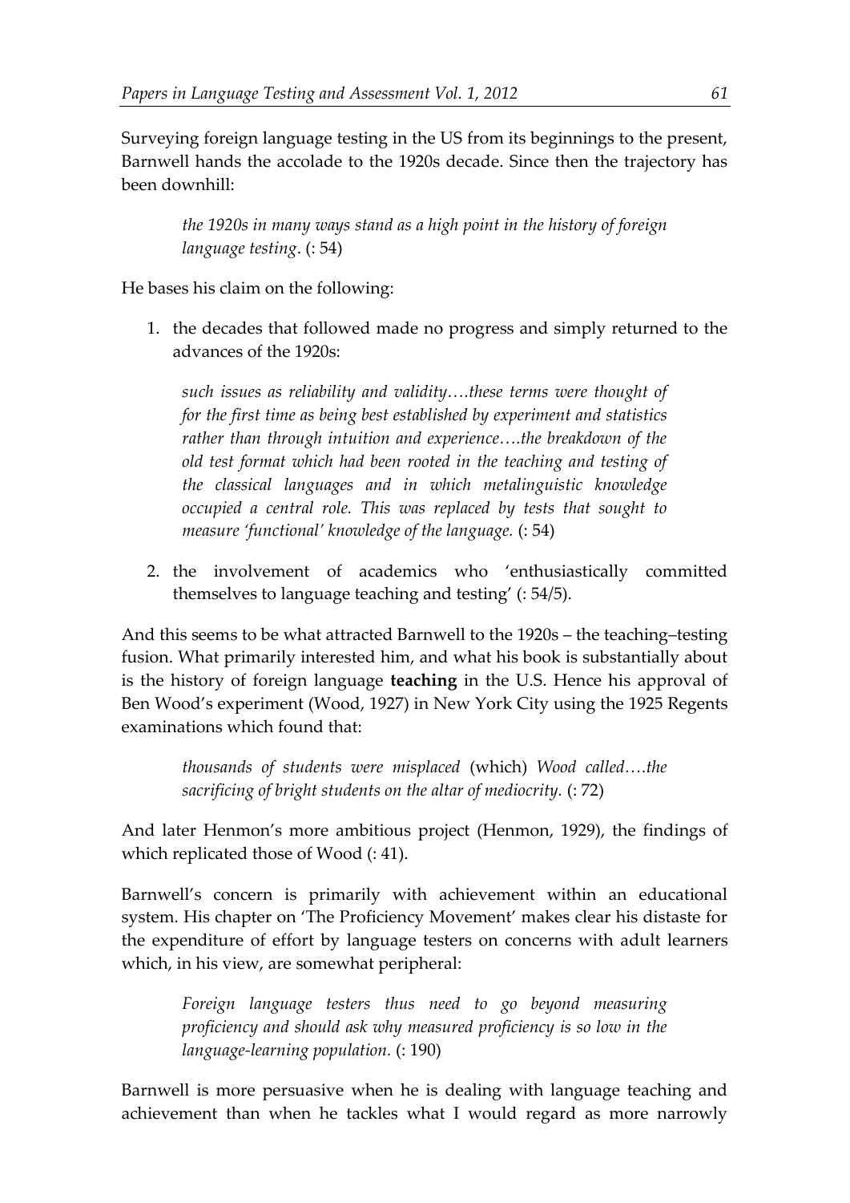Surveying foreign language testing in the US from its beginnings to the present, Barnwell hands the accolade to the 1920s decade. Since then the trajectory has been downhill:

> *the 1920s in many ways stand as a high point in the history of foreign language testing*. (: 54)

He bases his claim on the following:

1. the decades that followed made no progress and simply returned to the advances of the 1920s:

   > *such issues as reliability and validity….these terms were thought of for the first time as being best established by experiment and statistics rather than through intuition and experience….the breakdown of the old test format which had been rooted in the teaching and testing of the classical languages and in which metalinguistic knowledge occupied a central role. This was replaced by tests that sought to measure 'functional' knowledge of the language.* (: 54)

2. the involvement of academics who 'enthusiastically committed themselves to language teaching and testing' (: 54/5).

And this seems to be what attracted Barnwell to the 1920s – the teaching–testing fusion. What primarily interested him, and what his book is substantially about is the history of foreign language **teaching** in the U.S. Hence his approval of Ben Wood's experiment (Wood, 1927) in New York City using the 1925 Regents examinations which found that:

> *thousands of students were misplaced* (which) *Wood called….the sacrificing of bright students on the altar of mediocrity.* (: 72)

And later Henmon's more ambitious project (Henmon, 1929), the findings of which replicated those of Wood (: 41).

Barnwell's concern is primarily with achievement within an educational system. His chapter on 'The Proficiency Movement' makes clear his distaste for the expenditure of effort by language testers on concerns with adult learners which, in his view, are somewhat peripheral:

> *Foreign language testers thus need to go beyond measuring proficiency and should ask why measured proficiency is so low in the language-learning population.* (: 190)

Barnwell is more persuasive when he is dealing with language teaching and achievement than when he tackles what I would regard as more narrowly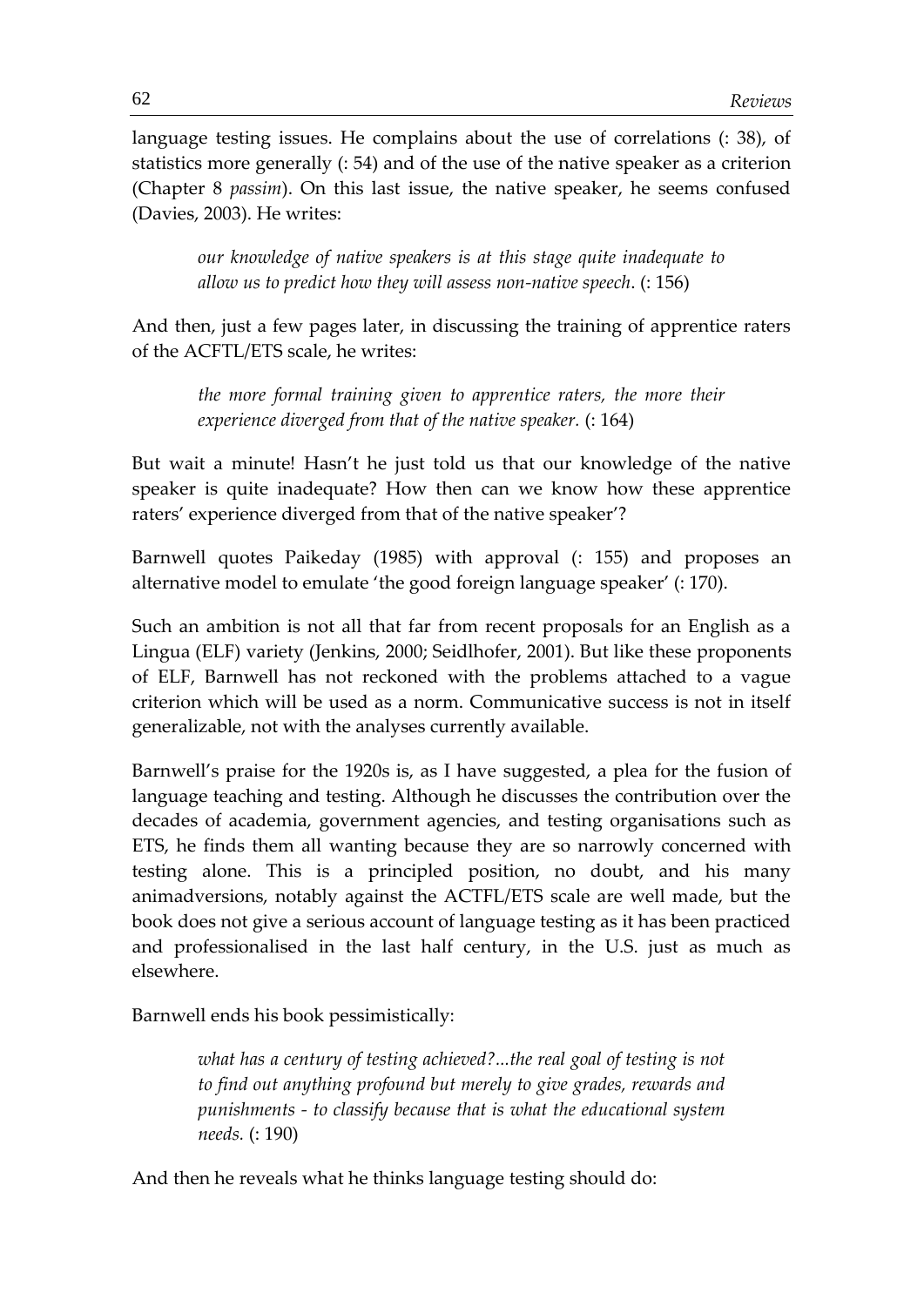language testing issues. He complains about the use of correlations (: 38), of statistics more generally (: 54) and of the use of the native speaker as a criterion (Chapter 8 *passim*). On this last issue, the native speaker, he seems confused (Davies, 2003). He writes:

> *our knowledge of native speakers is at this stage quite inadequate to allow us to predict how they will assess non-native speech.* (: 156)

And then, just a few pages later, in discussing the training of apprentice raters of the ACFTL/ETS scale, he writes:

> *the more formal training given to apprentice raters, the more their experience diverged from that of the native speaker.* (: 164)

But wait a minute! Hasn't he just told us that our knowledge of the native speaker is quite inadequate? How then can we know how these apprentice raters' experience diverged from that of the native speaker'?

Barnwell quotes Paikeday (1985) with approval (: 155) and proposes an alternative model to emulate 'the good foreign language speaker' (: 170).

Such an ambition is not all that far from recent proposals for an English as a Lingua (ELF) variety (Jenkins, 2000; Seidlhofer, 2001). But like these proponents of ELF, Barnwell has not reckoned with the problems attached to a vague criterion which will be used as a norm. Communicative success is not in itself generalizable, not with the analyses currently available.

Barnwell's praise for the 1920s is, as I have suggested, a plea for the fusion of language teaching and testing. Although he discusses the contribution over the decades of academia, government agencies, and testing organisations such as ETS, he finds them all wanting because they are so narrowly concerned with testing alone. This is a principled position, no doubt, and his many animadversions, notably against the ACTFL/ETS scale are well made, but the book does not give a serious account of language testing as it has been practiced and professionalised in the last half century, in the U.S. just as much as elsewhere.

Barnwell ends his book pessimistically:

> *what has a century of testing achieved?...the real goal of testing is not to find out anything profound but merely to give grades, rewards and punishments - to classify because that is what the educational system needs.* (: 190)

And then he reveals what he thinks language testing should do: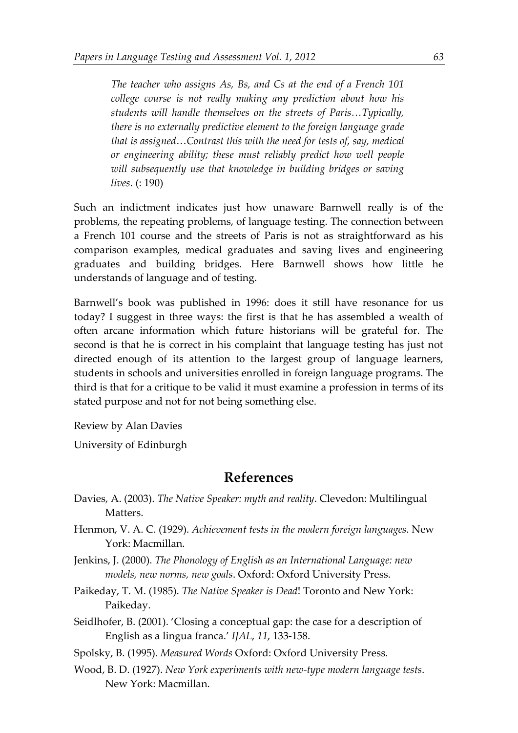> *The teacher who assigns As, Bs, and Cs at the end of a French 101 college course is not really making any prediction about how his students will handle themselves on the streets of Paris…Typically, there is no externally predictive element to the foreign language grade that is assigned…Contrast this with the need for tests of, say, medical or engineering ability; these must reliably predict how well people will subsequently use that knowledge in building bridges or saving lives*. (: 190)

Such an indictment indicates just how unaware Barnwell really is of the problems, the repeating problems, of language testing. The connection between a French 101 course and the streets of Paris is not as straightforward as his comparison examples, medical graduates and saving lives and engineering graduates and building bridges. Here Barnwell shows how little he understands of language and of testing.

Barnwell's book was published in 1996: does it still have resonance for us today? I suggest in three ways: the first is that he has assembled a wealth of often arcane information which future historians will be grateful for. The second is that he is correct in his complaint that language testing has just not directed enough of its attention to the largest group of language learners, students in schools and universities enrolled in foreign language programs. The third is that for a critique to be valid it must examine a profession in terms of its stated purpose and not for not being something else.

Review by Alan Davies

University of Edinburgh

## References

Davies, A. (2003). *The Native Speaker: myth and reality*. Clevedon: Multilingual Matters.

Henmon, V. A. C. (1929). *Achievement tests in the modern foreign languages.* New York: Macmillan.

Jenkins, J. (2000). *The Phonology of English as an International Language: new models, new norms, new goals*. Oxford: Oxford University Press.

Paikeday, T. M. (1985). *The Native Speaker is Dead*! Toronto and New York: Paikeday.

Seidlhofer, B. (2001). 'Closing a conceptual gap: the case for a description of English as a lingua franca.' *IJAL*, *11*, 133-158.

Spolsky, B. (1995). *Measured Words* Oxford: Oxford University Press.

Wood, B. D. (1927). *New York experiments with new-type modern language tests*. New York: Macmillan.